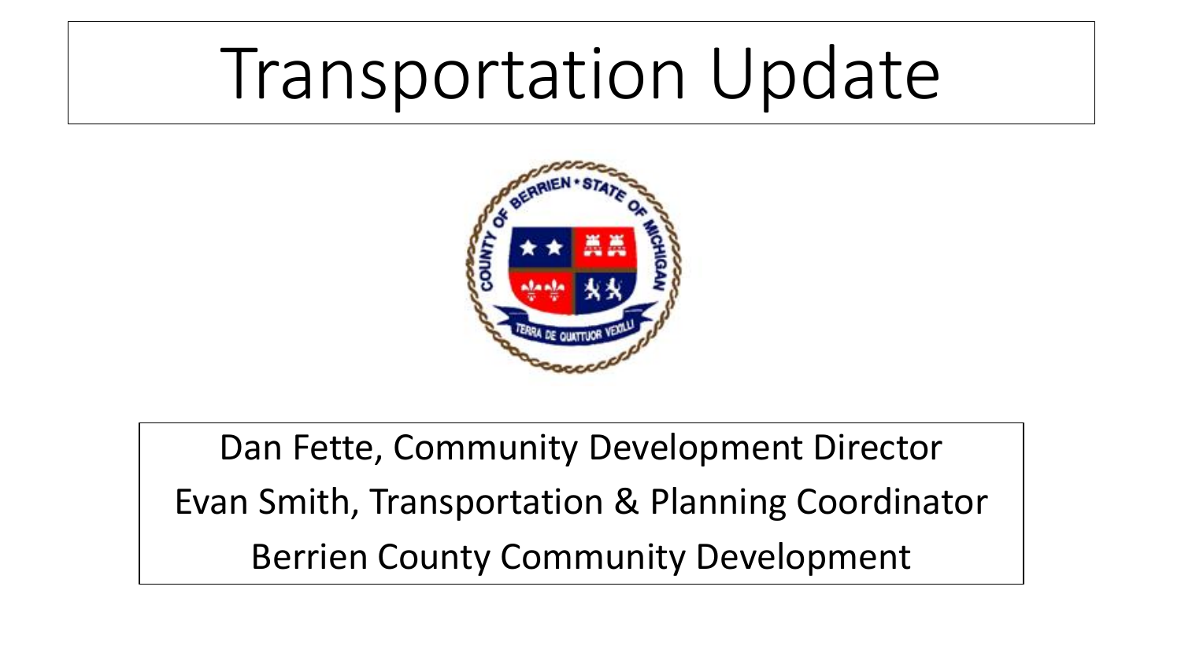# Transportation Update

Dan Fette, Community Development Director

Evan Smith, Transportation & Planning Coordinator

Berrien County Community Development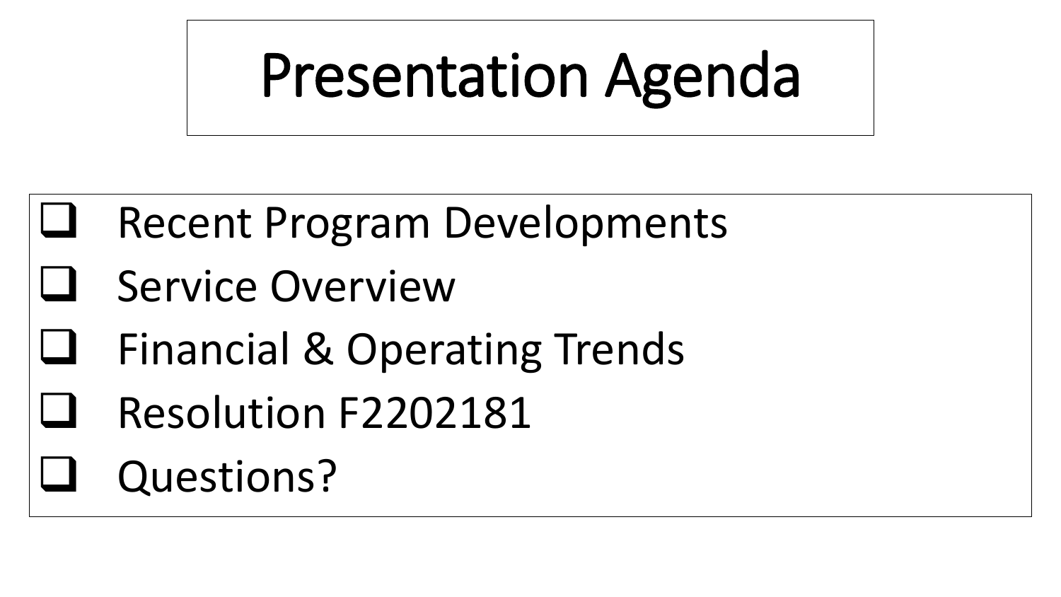# Presentation Agenda

- Recent Program Developments
- Service Overview
- Financial & Operating Trends
- Resolution F2202181
- Questions?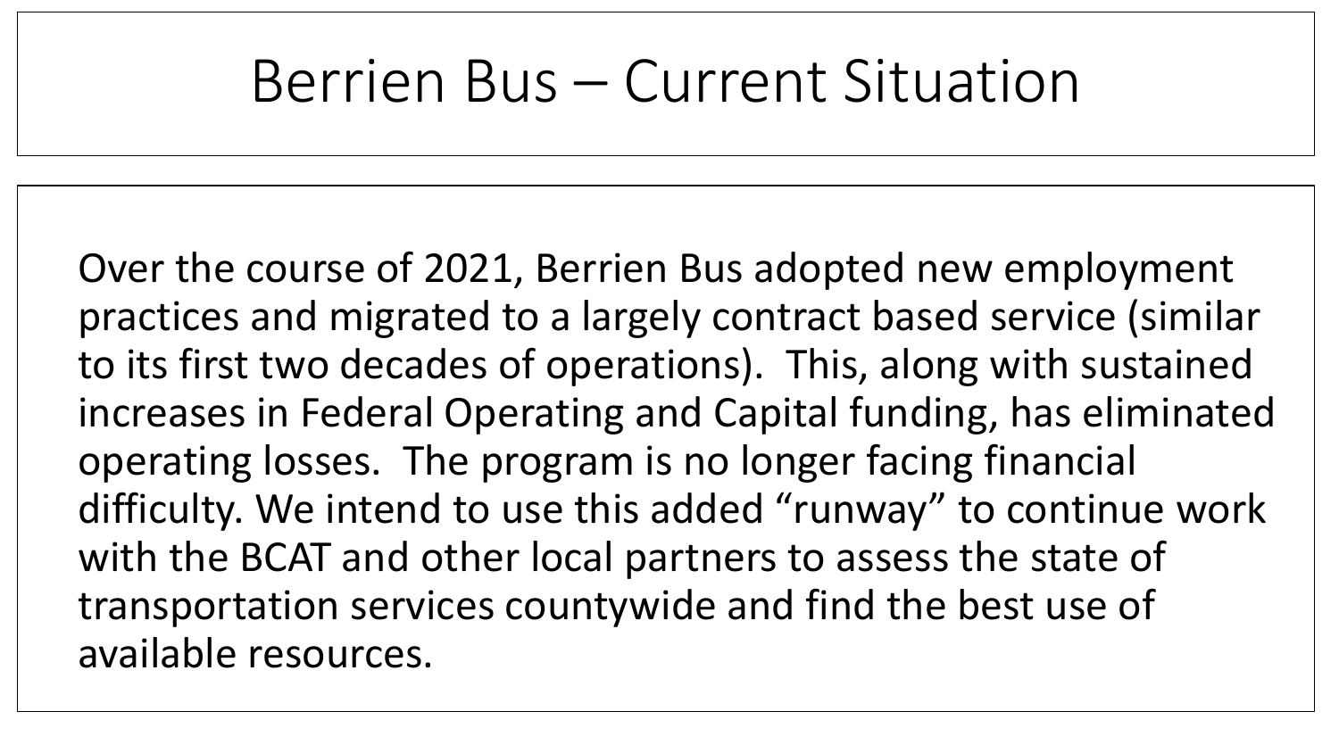# Berrien Bus – Current Situation

Over the course of 2021, Berrien Bus adopted new employment practices and migrated to a largely contract based service (similar to its first two decades of operations). This, along with sustained increases in Federal Operating and Capital funding, has eliminated operating losses. The program is no longer facing financial difficulty. We intend to use this added "runway" to continue work with the BCAT and other local partners to assess the state of transportation services countywide and find the best use of available resources.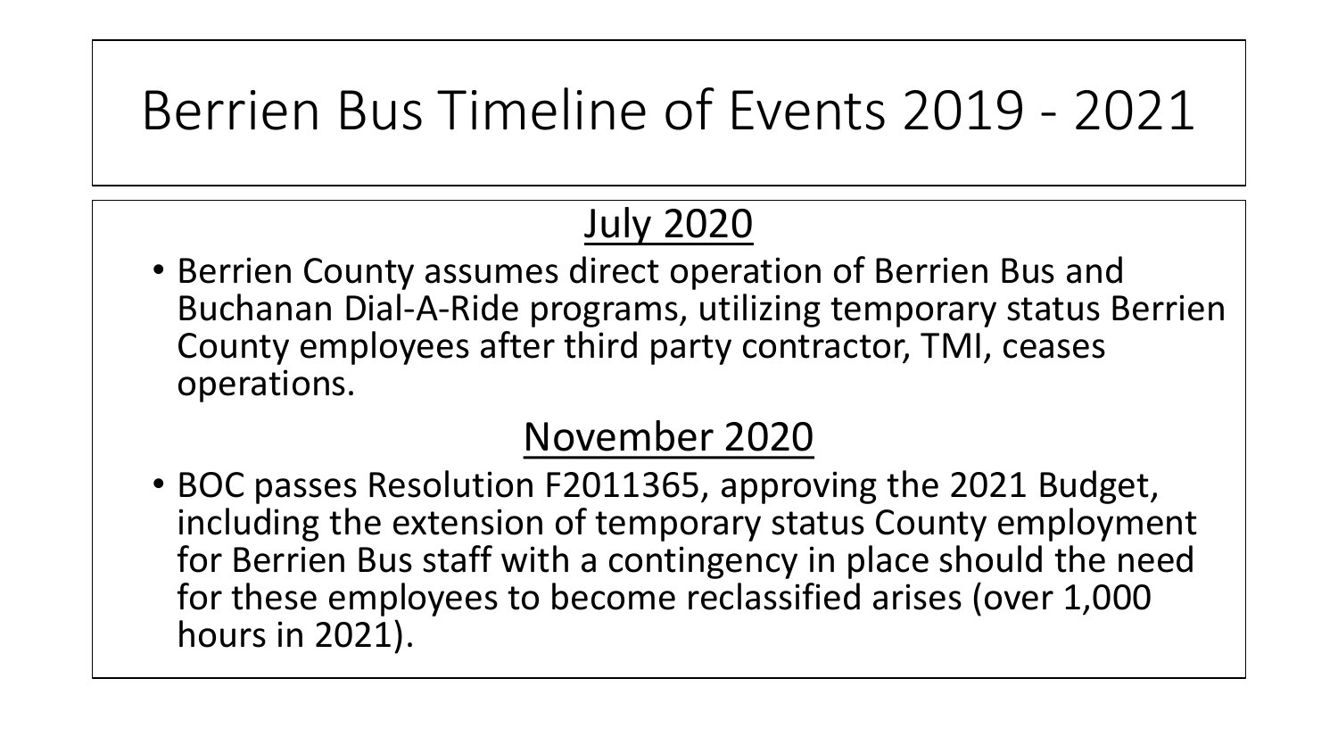# Berrien Bus Timeline of Events 2019 - 2021

## July 2020

- Berrien County assumes direct operation of Berrien Bus and Buchanan Dial-A-Ride programs, utilizing temporary status Berrien County employees after third party contractor, TMI, ceases operations.

## November 2020

- BOC passes Resolution F2011365, approving the 2021 Budget, including the extension of temporary status County employment for Berrien Bus staff with a contingency in place should the need for these employees to become reclassified arises (over 1,000 hours in 2021).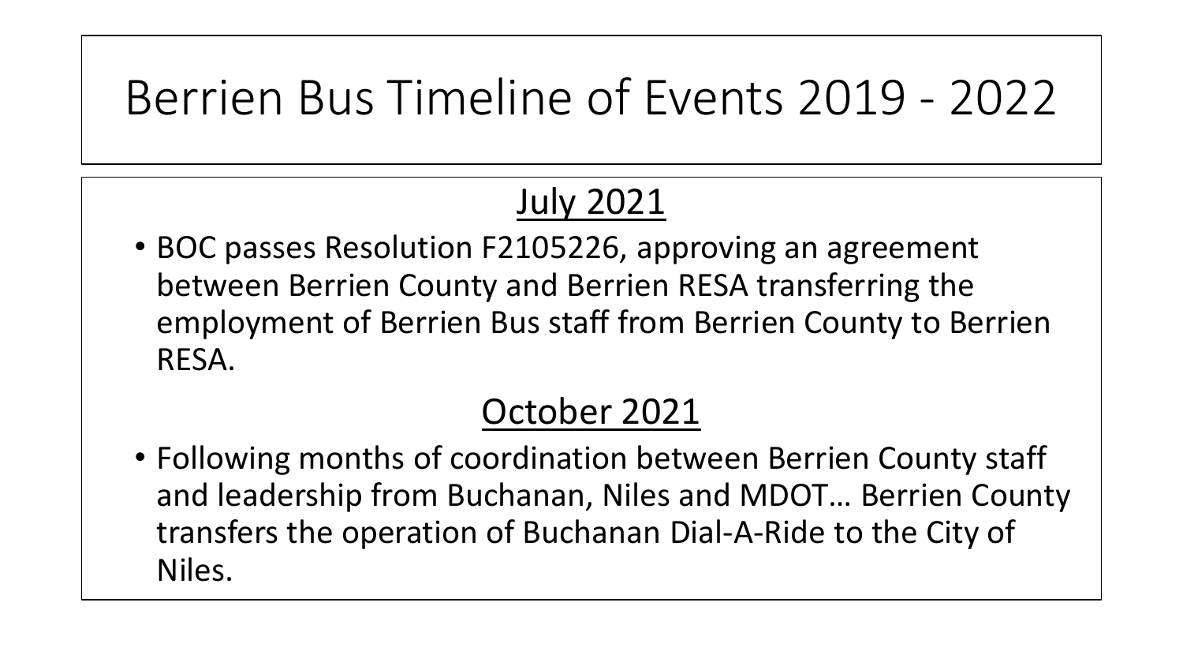# Berrien Bus Timeline of Events 2019 - 2022

## July 2021

- BOC passes Resolution F2105226, approving an agreement between Berrien County and Berrien RESA transferring the employment of Berrien Bus staff from Berrien County to Berrien RESA.

## October 2021

- Following months of coordination between Berrien County staff and leadership from Buchanan, Niles and MDOT… Berrien County transfers the operation of Buchanan Dial-A-Ride to the City of Niles.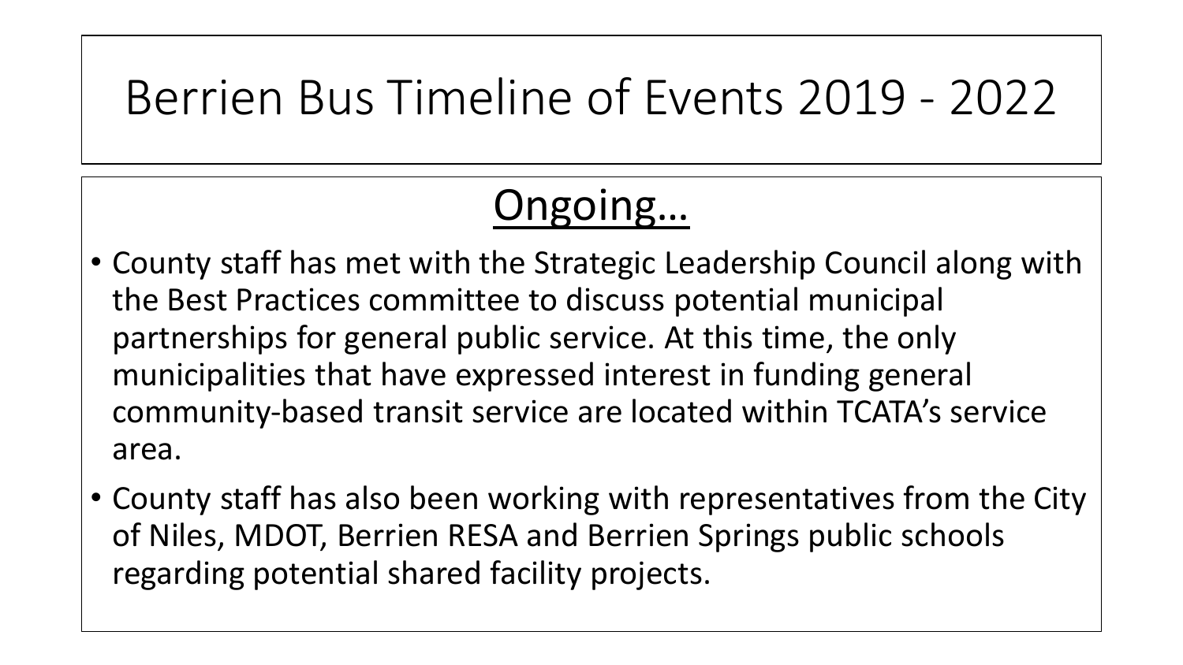# Berrien Bus Timeline of Events 2019 - 2022

## Ongoing…

- County staff has met with the Strategic Leadership Council along with the Best Practices committee to discuss potential municipal partnerships for general public service. At this time, the only municipalities that have expressed interest in funding general community-based transit service are located within TCATA's service area.
- County staff has also been working with representatives from the City of Niles, MDOT, Berrien RESA and Berrien Springs public schools regarding potential shared facility projects.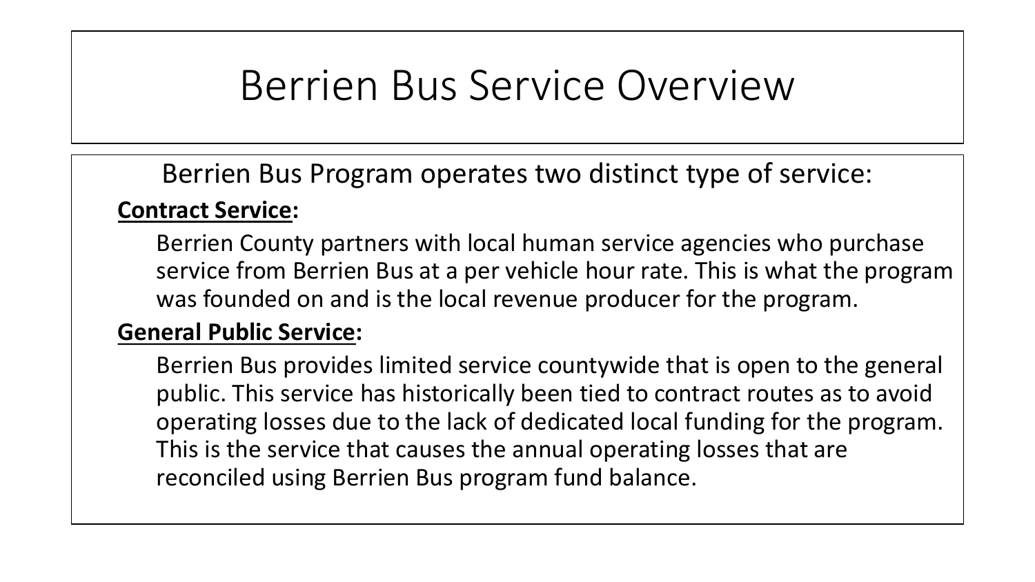# Berrien Bus Service Overview

Berrien Bus Program operates two distinct type of service:

**Contract Service:**

Berrien County partners with local human service agencies who purchase service from Berrien Bus at a per vehicle hour rate. This is what the program was founded on and is the local revenue producer for the program.

**General Public Service:**

Berrien Bus provides limited service countywide that is open to the general public. This service has historically been tied to contract routes as to avoid operating losses due to the lack of dedicated local funding for the program. This is the service that causes the annual operating losses that are reconciled using Berrien Bus program fund balance.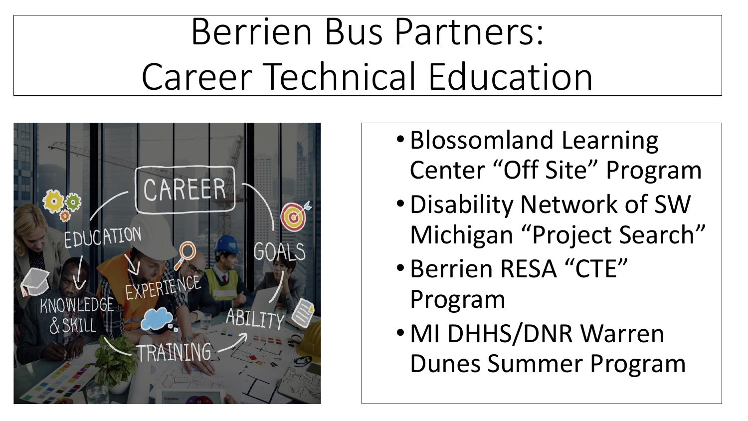# Berrien Bus Partners: Career Technical Education

- Blossomland Learning Center “Off Site” Program
- Disability Network of SW Michigan “Project Search”
- Berrien RESA “CTE” Program
- MI DHHS/DNR Warren Dunes Summer Program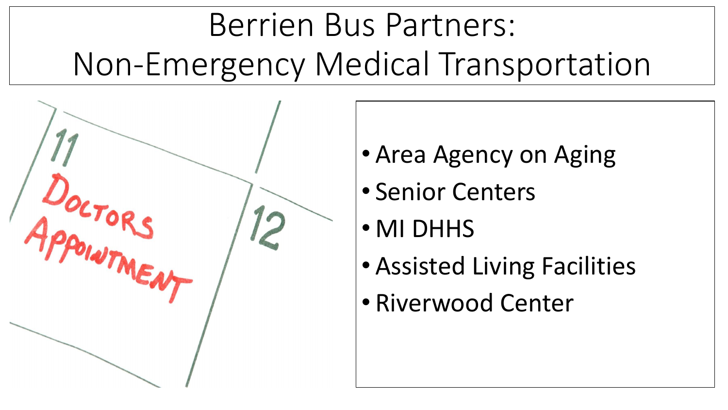# Berrien Bus Partners: Non-Emergency Medical Transportation

- Area Agency on Aging
- Senior Centers
- MI DHHS
- Assisted Living Facilities
- Riverwood Center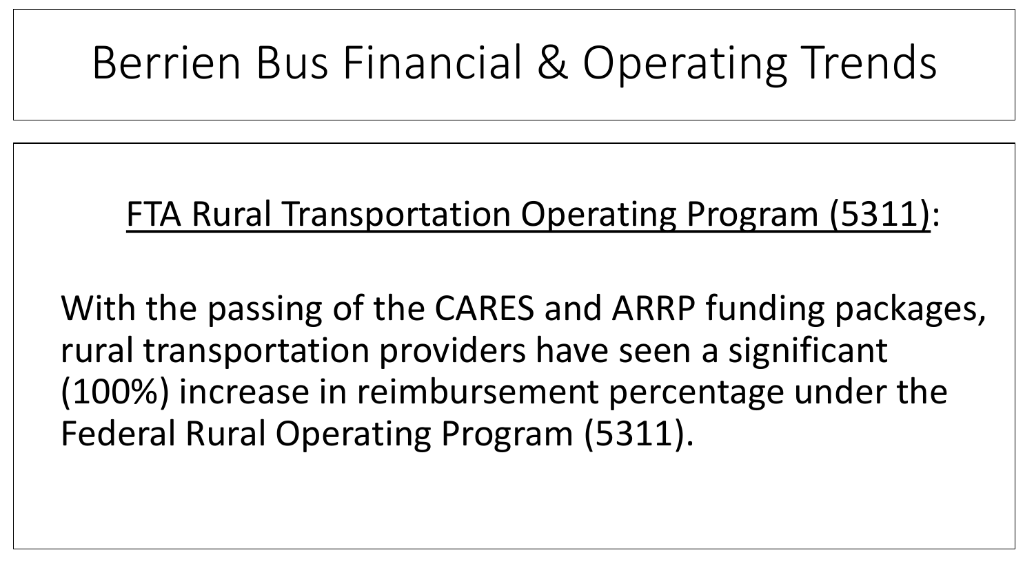# Berrien Bus Financial & Operating Trends

<u>FTA Rural Transportation Operating Program (5311)</u>:

With the passing of the CARES and ARRP funding packages, rural transportation providers have seen a significant (100%) increase in reimbursement percentage under the Federal Rural Operating Program (5311).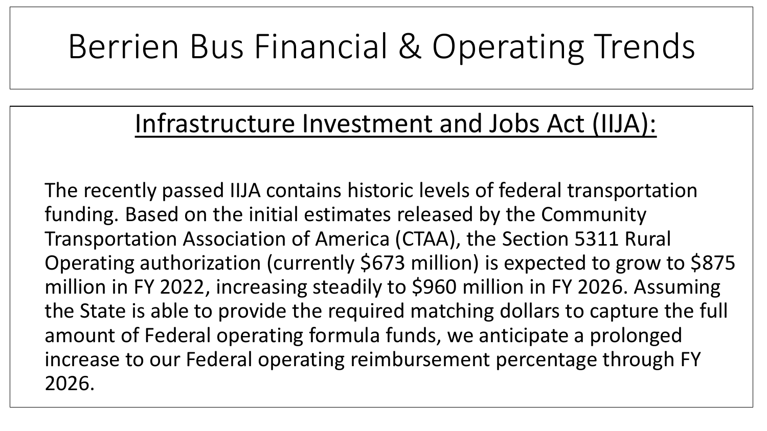# Berrien Bus Financial & Operating Trends

## Infrastructure Investment and Jobs Act (IIJA):

The recently passed IIJA contains historic levels of federal transportation funding. Based on the initial estimates released by the Community Transportation Association of America (CTAA), the Section 5311 Rural Operating authorization (currently $673 million) is expected to grow to $875 million in FY 2022, increasing steadily to $960 million in FY 2026. Assuming the State is able to provide the required matching dollars to capture the full amount of Federal operating formula funds, we anticipate a prolonged increase to our Federal operating reimbursement percentage through FY 2026.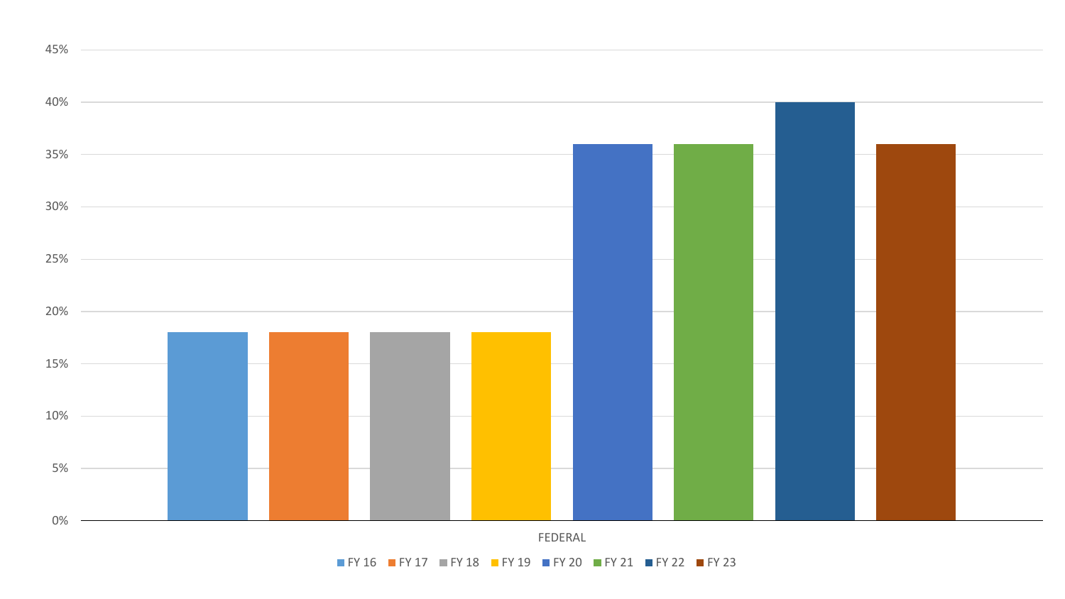45%

40%

35%

30%

25%

20%

15%

10%

5%

0%

FEDERAL

FY 16 FY 17 FY 18 FY 19 FY 20 FY 21 FY 22 FY 23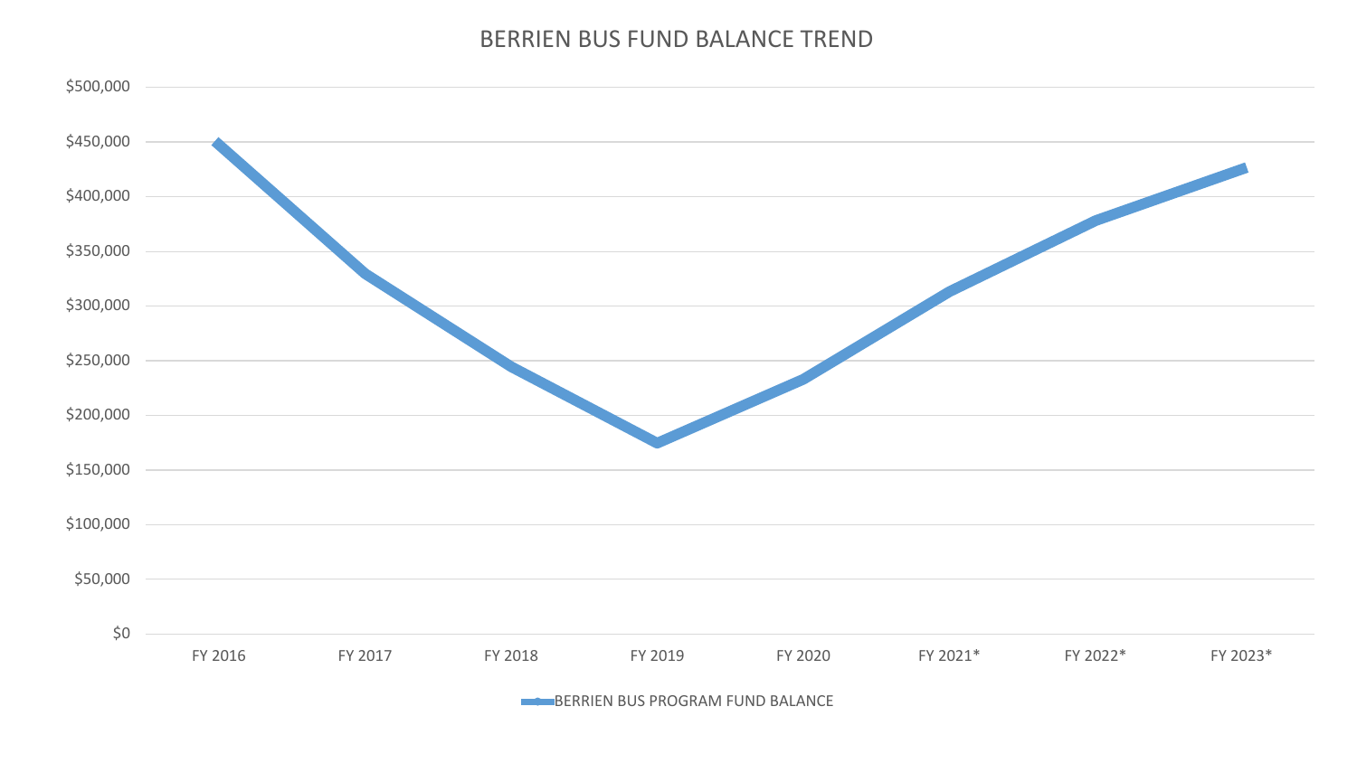# BERRIEN BUS FUND BALANCE TREND

$500,000
$450,000
$400,000
$350,000
$300,000
$250,000
$200,000
$150,000
$100,000
$50,000
$0

FY 2016 FY 2017 FY 2018 FY 2019 FY 2020 FY 2021* FY 2022* FY 2023*

BERRIEN BUS PROGRAM FUND BALANCE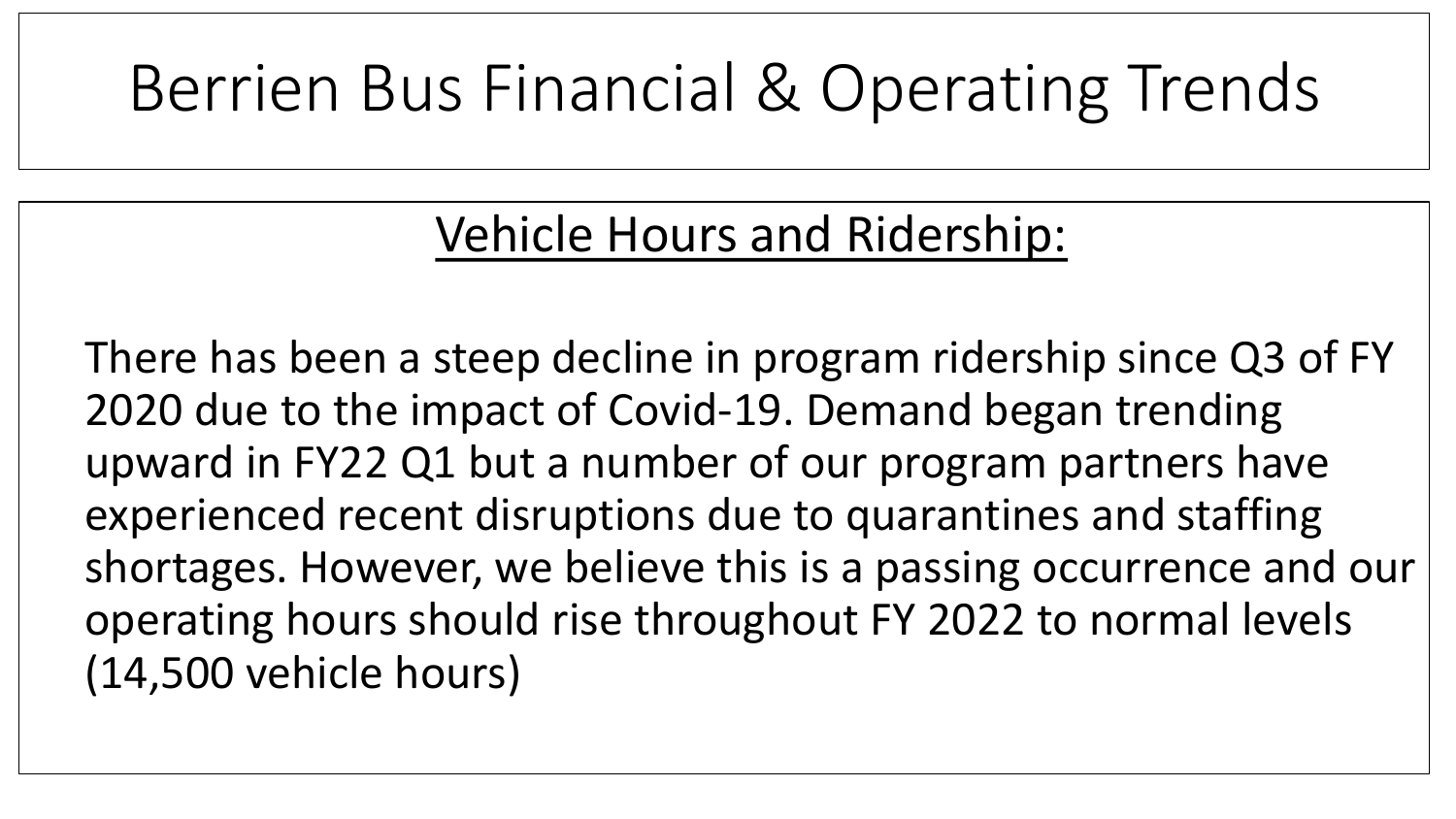# Berrien Bus Financial & Operating Trends

## Vehicle Hours and Ridership:

There has been a steep decline in program ridership since Q3 of FY 2020 due to the impact of Covid-19. Demand began trending upward in FY22 Q1 but a number of our program partners have experienced recent disruptions due to quarantines and staffing shortages. However, we believe this is a passing occurrence and our operating hours should rise throughout FY 2022 to normal levels (14,500 vehicle hours)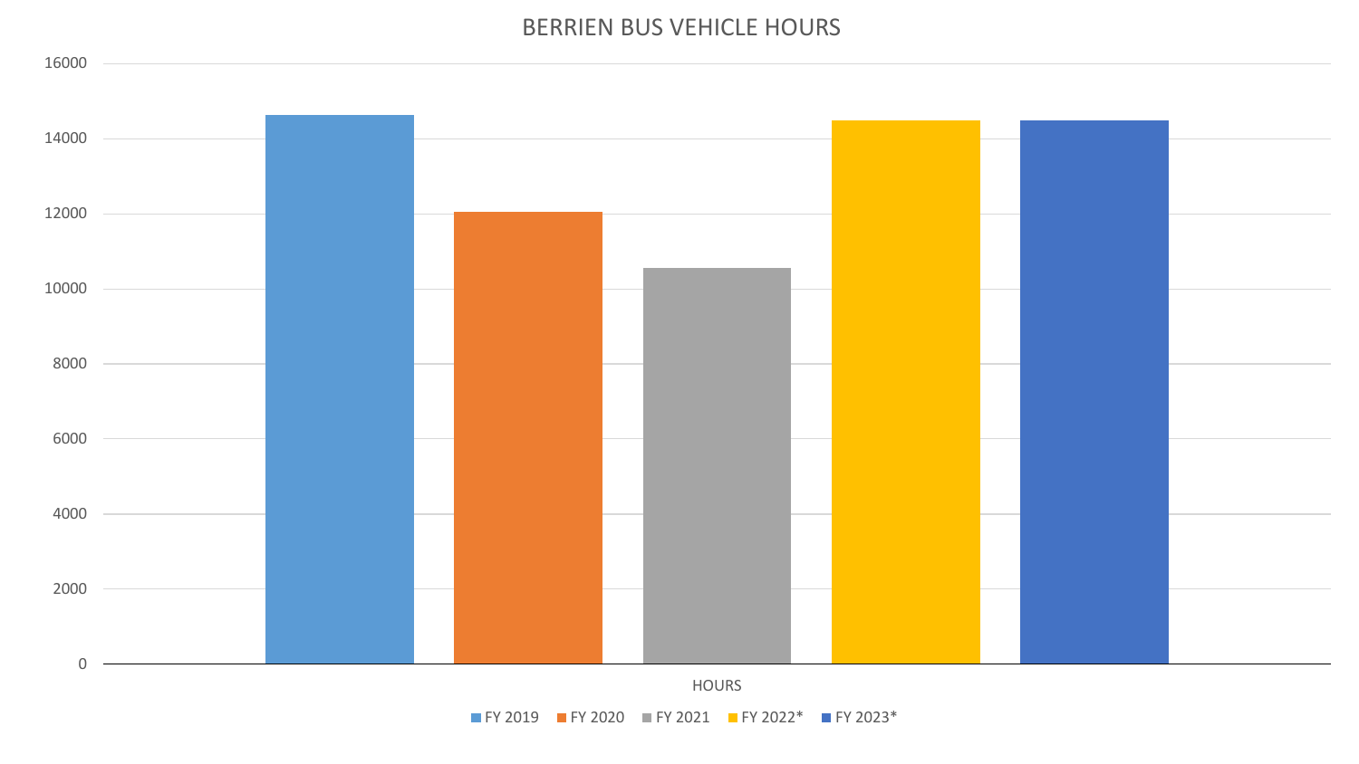# BERRIEN BUS VEHICLE HOURS

16000

14000

12000

10000

8000

6000

4000

2000

0

HOURS

FY 2019 FY 2020 FY 2021 FY 2022* FY 2023*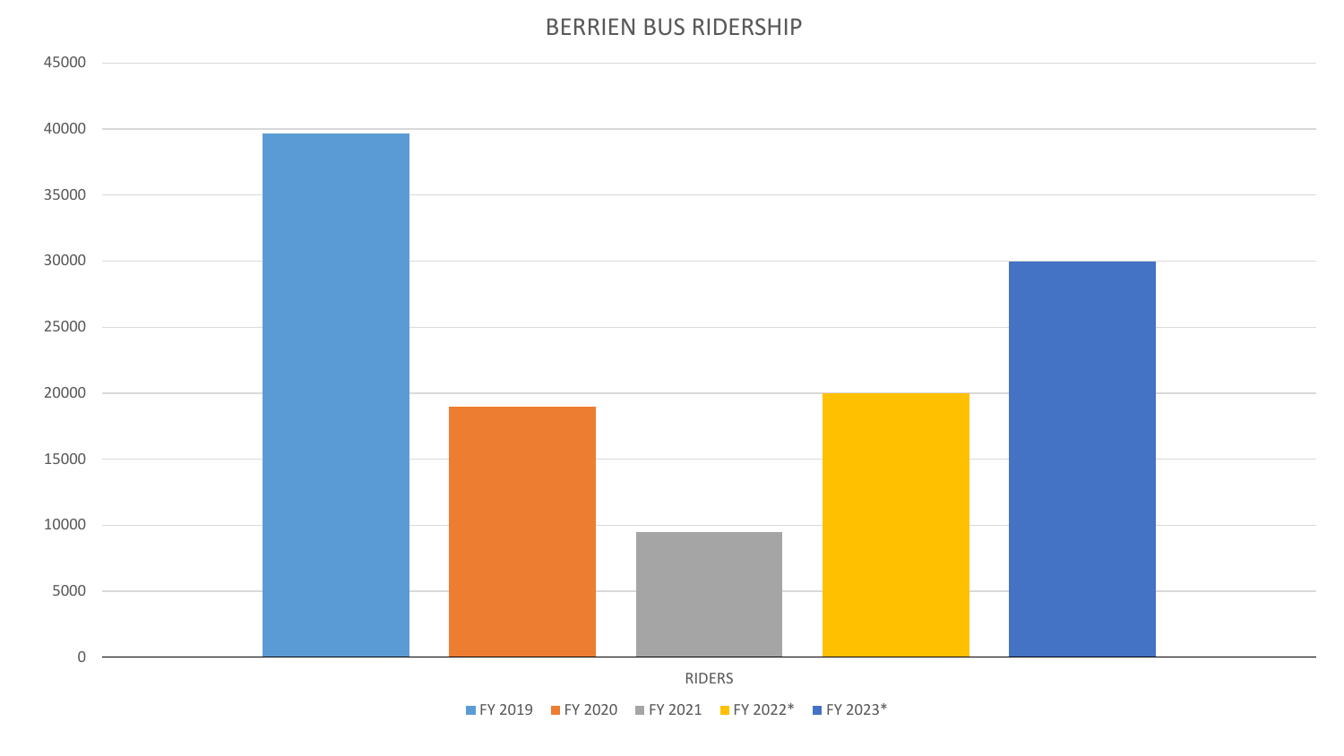# BERRIEN BUS RIDERSHIP

| | FY 2019 | FY 2020 | FY 2021 | FY 2022* | FY 2023* |
|---|---|---|---|---|---|
| RIDERS | ~39,600 | ~19,000 | ~9,500 | ~20,000 | ~30,000 |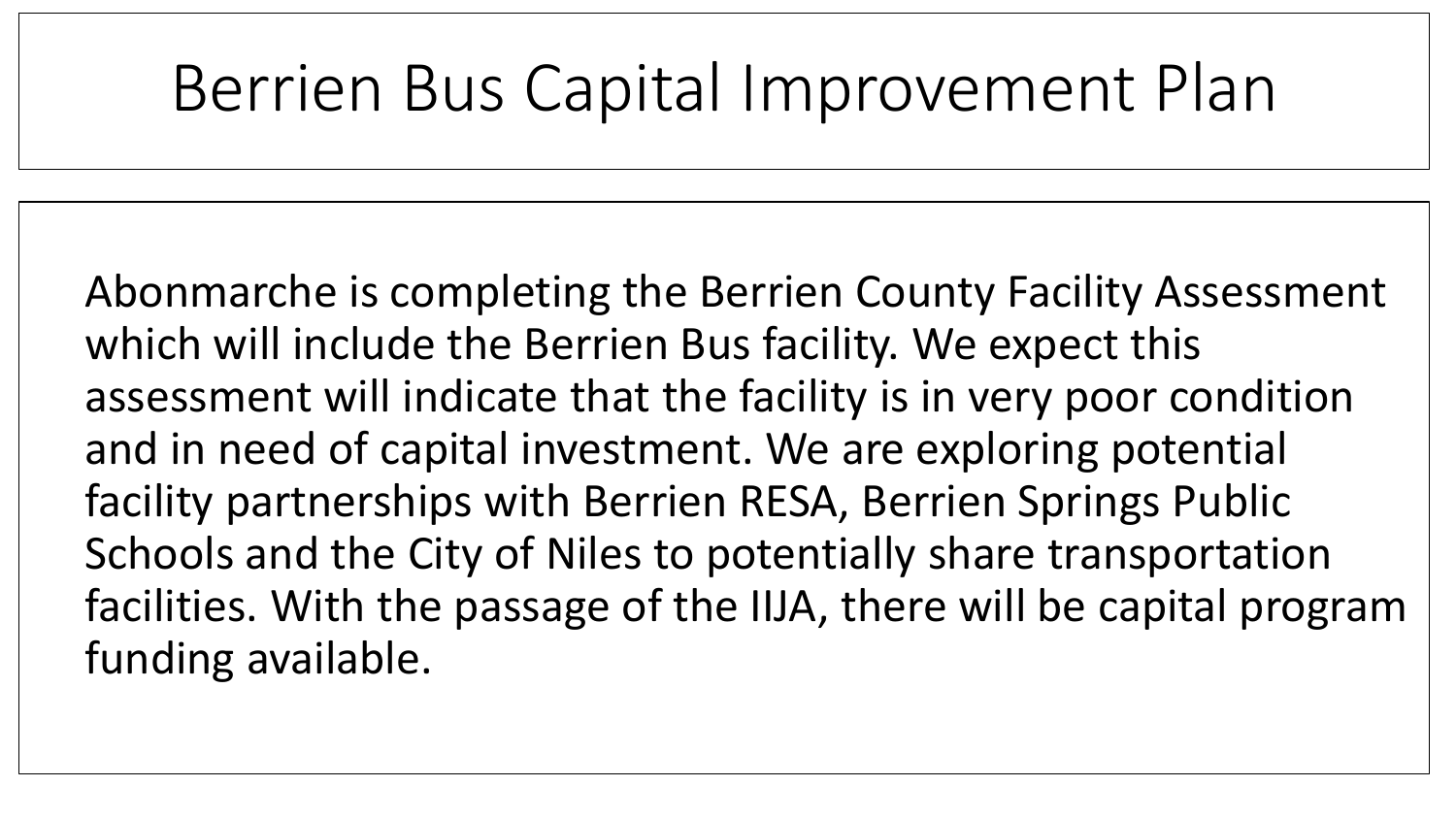# Berrien Bus Capital Improvement Plan

Abonmarche is completing the Berrien County Facility Assessment which will include the Berrien Bus facility. We expect this assessment will indicate that the facility is in very poor condition and in need of capital investment. We are exploring potential facility partnerships with Berrien RESA, Berrien Springs Public Schools and the City of Niles to potentially share transportation facilities. With the passage of the IIJA, there will be capital program funding available.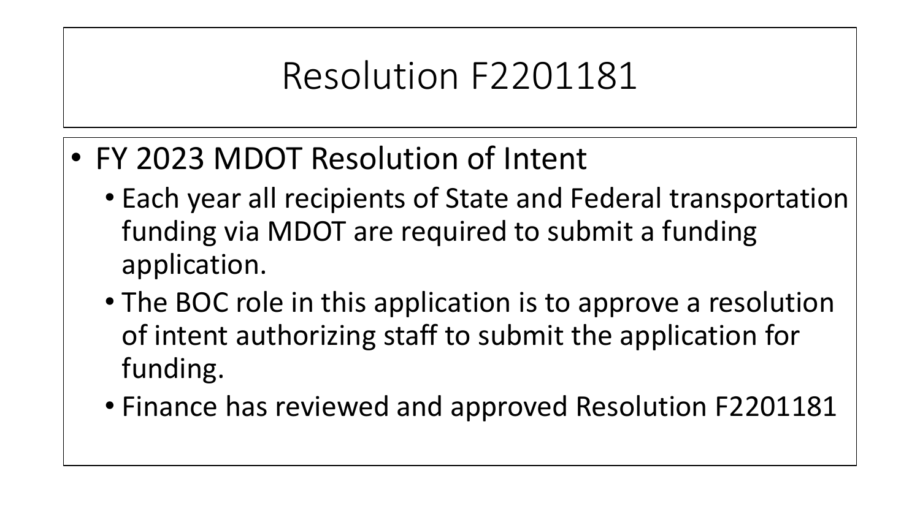# Resolution F2201181

- FY 2023 MDOT Resolution of Intent
  - Each year all recipients of State and Federal transportation funding via MDOT are required to submit a funding application.
  - The BOC role in this application is to approve a resolution of intent authorizing staff to submit the application for funding.
  - Finance has reviewed and approved Resolution F2201181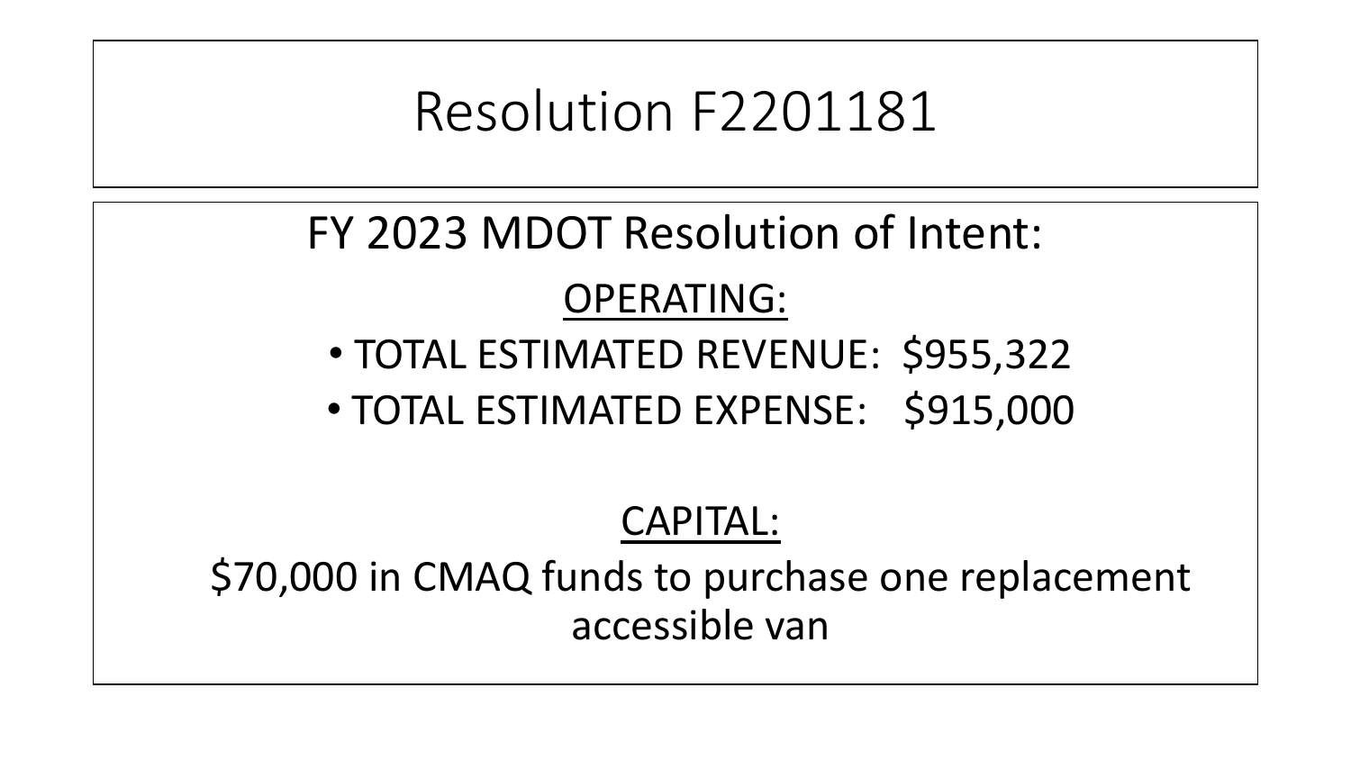# Resolution F2201181

## FY 2023 MDOT Resolution of Intent:

### OPERATING:

- TOTAL ESTIMATED REVENUE: $955,322
- TOTAL ESTIMATED EXPENSE: $915,000

### CAPITAL:

$70,000 in CMAQ funds to purchase one replacement accessible van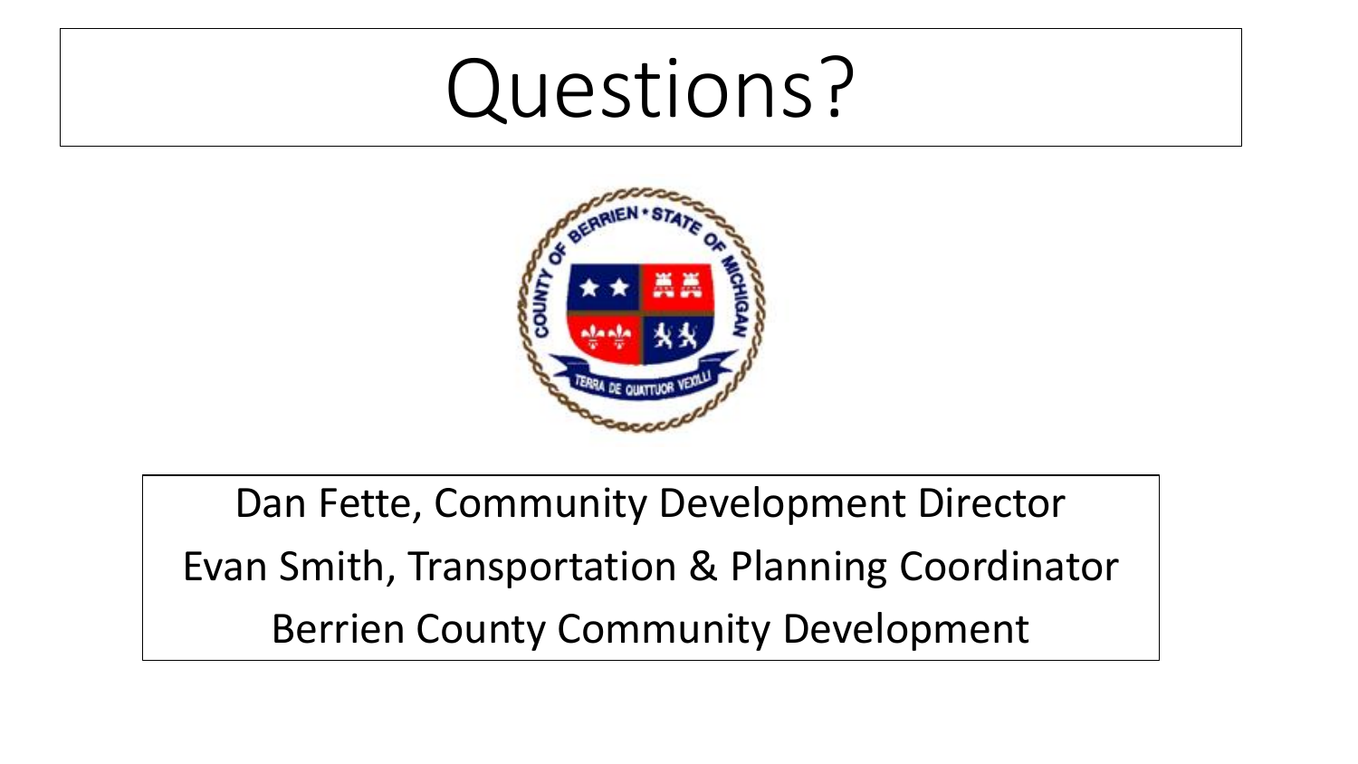# Questions?

Dan Fette, Community Development Director

Evan Smith, Transportation & Planning Coordinator

Berrien County Community Development